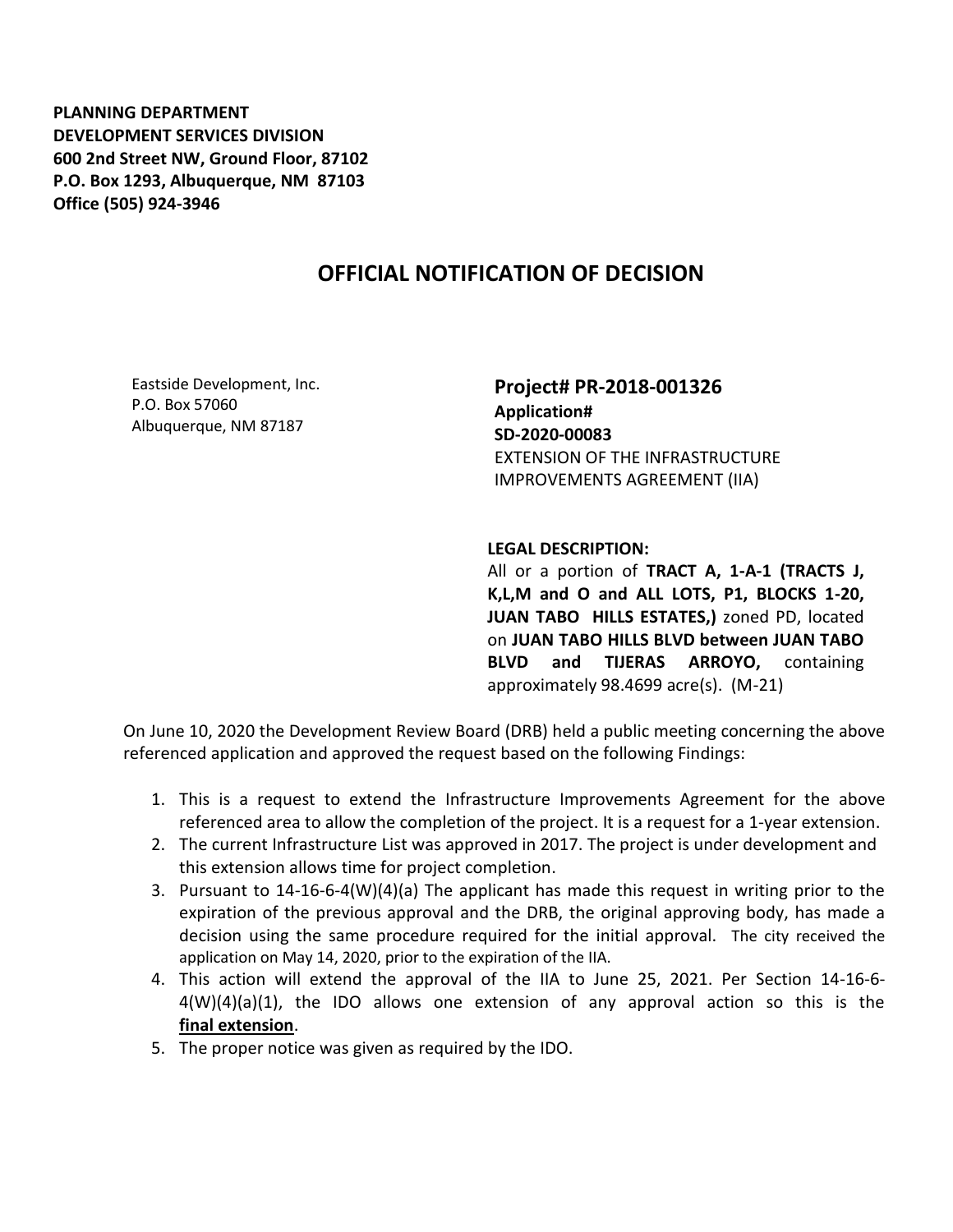**PLANNING DEPARTMENT**
**DEVELOPMENT SERVICES DIVISION**
**600 2nd Street NW, Ground Floor, 87102**
**P.O. Box 1293, Albuquerque, NM 87103**
**Office (505) 924-3946**

# OFFICIAL NOTIFICATION OF DECISION

Eastside Development, Inc.
P.O. Box 57060
Albuquerque, NM 87187

**Project# PR-2018-001326**
**Application#**
**SD-2020-00083**
EXTENSION OF THE INFRASTRUCTURE IMPROVEMENTS AGREEMENT (IIA)

**LEGAL DESCRIPTION:**
All or a portion of **TRACT A, 1-A-1 (TRACTS J, K,L,M and O and ALL LOTS, P1, BLOCKS 1-20, JUAN TABO HILLS ESTATES,)** zoned PD, located on **JUAN TABO HILLS BLVD between JUAN TABO BLVD and TIJERAS ARROYO,** containing approximately 98.4699 acre(s). (M-21)

On June 10, 2020 the Development Review Board (DRB) held a public meeting concerning the above referenced application and approved the request based on the following Findings:

1. This is a request to extend the Infrastructure Improvements Agreement for the above referenced area to allow the completion of the project. It is a request for a 1-year extension.
2. The current Infrastructure List was approved in 2017. The project is under development and this extension allows time for project completion.
3. Pursuant to 14-16-6-4(W)(4)(a) The applicant has made this request in writing prior to the expiration of the previous approval and the DRB, the original approving body, has made a decision using the same procedure required for the initial approval. The city received the application on May 14, 2020, prior to the expiration of the IIA.
4. This action will extend the approval of the IIA to June 25, 2021. Per Section 14-16-6-4(W)(4)(a)(1), the IDO allows one extension of any approval action so this is the **final extension**.
5. The proper notice was given as required by the IDO.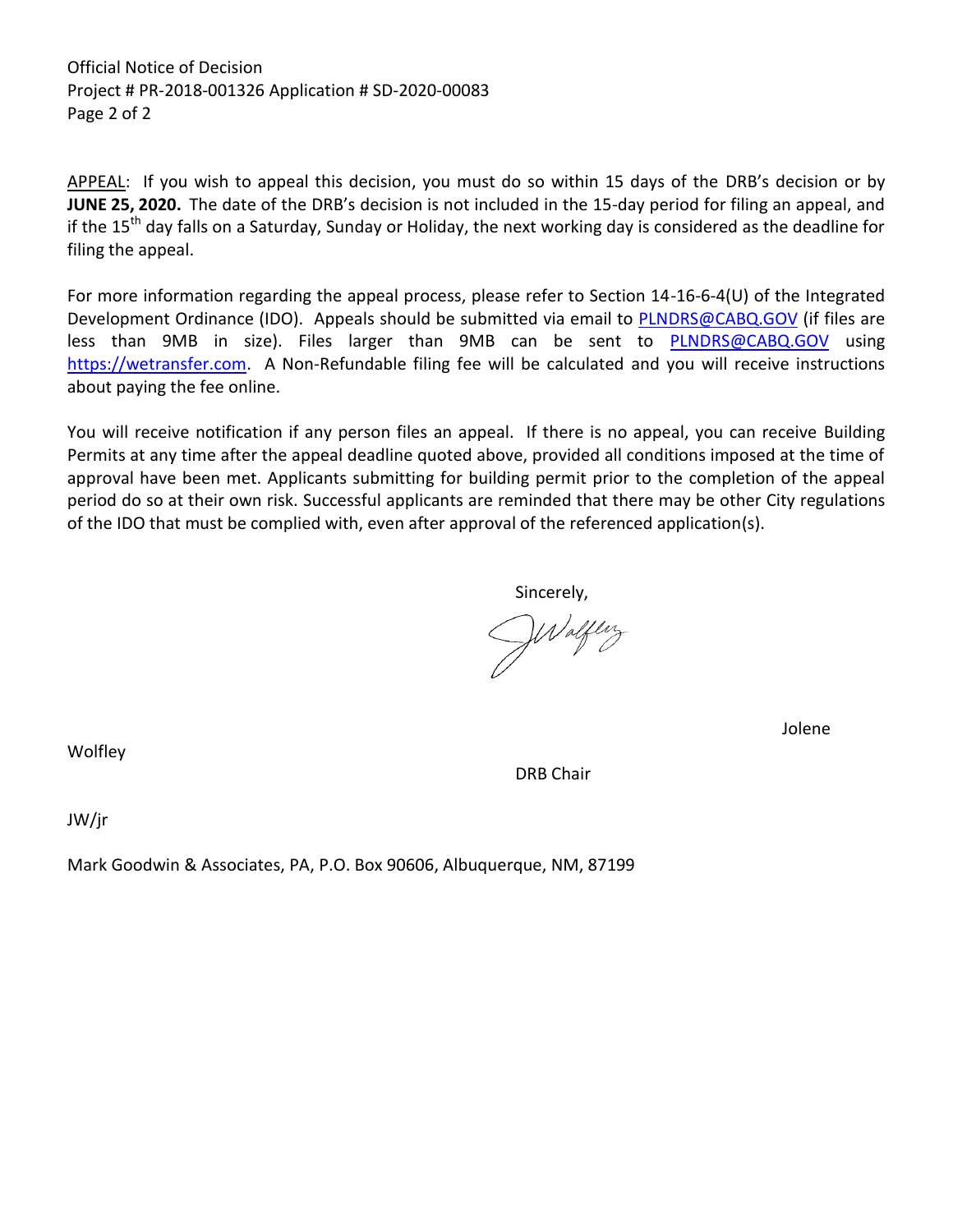APPEAL: If you wish to appeal this decision, you must do so within 15 days of the DRB's decision or by **JUNE 25, 2020.** The date of the DRB's decision is not included in the 15-day period for filing an appeal, and if the 15th day falls on a Saturday, Sunday or Holiday, the next working day is considered as the deadline for filing the appeal.

For more information regarding the appeal process, please refer to Section 14-16-6-4(U) of the Integrated Development Ordinance (IDO). Appeals should be submitted via email to PLNDRS@CABQ.GOV (if files are less than 9MB in size). Files larger than 9MB can be sent to PLNDRS@CABQ.GOV using https://wetransfer.com. A Non-Refundable filing fee will be calculated and you will receive instructions about paying the fee online.

You will receive notification if any person files an appeal. If there is no appeal, you can receive Building Permits at any time after the appeal deadline quoted above, provided all conditions imposed at the time of approval have been met. Applicants submitting for building permit prior to the completion of the appeal period do so at their own risk. Successful applicants are reminded that there may be other City regulations of the IDO that must be complied with, even after approval of the referenced application(s).

Sincerely,

Jolene Wolfley
DRB Chair

JW/jr

Mark Goodwin & Associates, PA, P.O. Box 90606, Albuquerque, NM, 87199